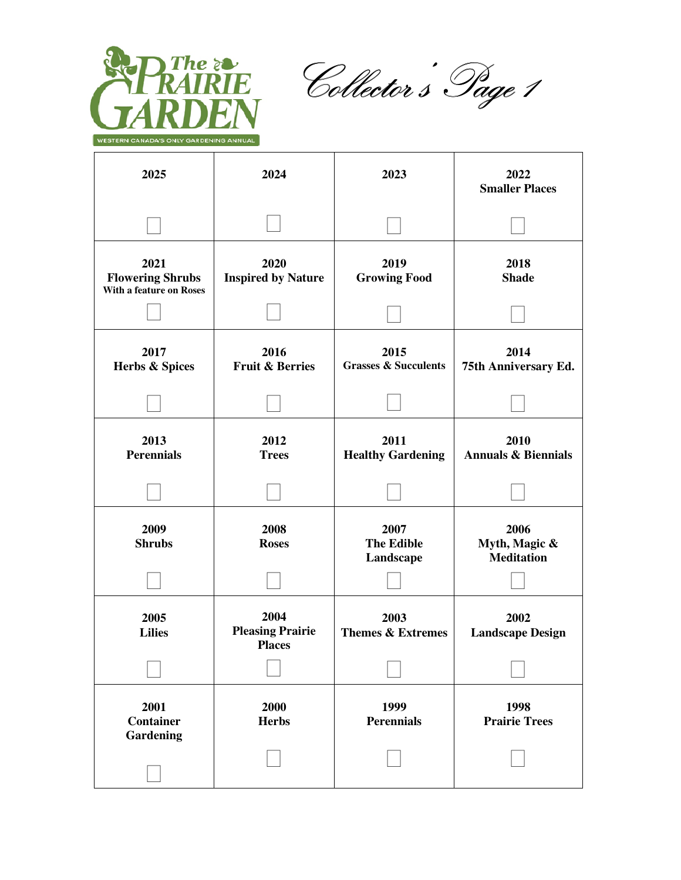# The Prairie Garden

WESTERN CANADA'S ONLY GARDENING ANNUAL

## Collector's Page 1

| | | | |
|---|---|---|---|
| **2025** ☐ | **2024** ☐ | **2023** ☐ | **2022 Smaller Places** ☐ |
| **2021 Flowering Shrubs** With a feature on Roses ☐ | **2020 Inspired by Nature** ☐ | **2019 Growing Food** ☐ | **2018 Shade** ☐ |
| **2017 Herbs & Spices** ☐ | **2016 Fruit & Berries** ☐ | **2015 Grasses & Succulents** ☐ | **2014 75th Anniversary Ed.** ☐ |
| **2013 Perennials** ☐ | **2012 Trees** ☐ | **2011 Healthy Gardening** ☐ | **2010 Annuals & Biennials** ☐ |
| **2009 Shrubs** ☐ | **2008 Roses** ☐ | **2007 The Edible Landscape** ☐ | **2006 Myth, Magic & Meditation** ☐ |
| **2005 Lilies** ☐ | **2004 Pleasing Prairie Places** ☐ | **2003 Themes & Extremes** ☐ | **2002 Landscape Design** ☐ |
| **2001 Container Gardening** ☐ | **2000 Herbs** ☐ | **1999 Perennials** ☐ | **1998 Prairie Trees** ☐ |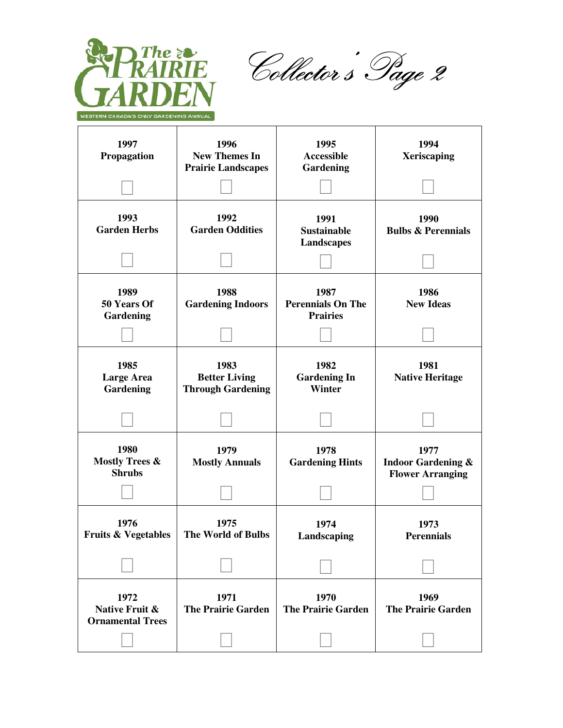# The Prairie Garden

WESTERN CANADA'S ONLY GARDENING ANNUAL

## *Collector's Page 2*

| | | | |
|---|---|---|---|
| **1997** **Propagation** ☐ | **1996** **New Themes In Prairie Landscapes** ☐ | **1995** **Accessible Gardening** ☐ | **1994** **Xeriscaping** ☐ |
| **1993** **Garden Herbs** ☐ | **1992** **Garden Oddities** ☐ | **1991** **Sustainable Landscapes** ☐ | **1990** **Bulbs & Perennials** ☐ |
| **1989** **50 Years Of Gardening** ☐ | **1988** **Gardening Indoors** ☐ | **1987** **Perennials On The Prairies** ☐ | **1986** **New Ideas** ☐ |
| **1985** **Large Area Gardening** ☐ | **1983** **Better Living Through Gardening** ☐ | **1982** **Gardening In Winter** ☐ | **1981** **Native Heritage** ☐ |
| **1980** **Mostly Trees & Shrubs** ☐ | **1979** **Mostly Annuals** ☐ | **1978** **Gardening Hints** ☐ | **1977** **Indoor Gardening & Flower Arranging** ☐ |
| **1976** **Fruits & Vegetables** ☐ | **1975** **The World of Bulbs** ☐ | **1974** **Landscaping** ☐ | **1973** **Perennials** ☐ |
| **1972** **Native Fruit & Ornamental Trees** ☐ | **1971** **The Prairie Garden** ☐ | **1970** **The Prairie Garden** ☐ | **1969** **The Prairie Garden** ☐ |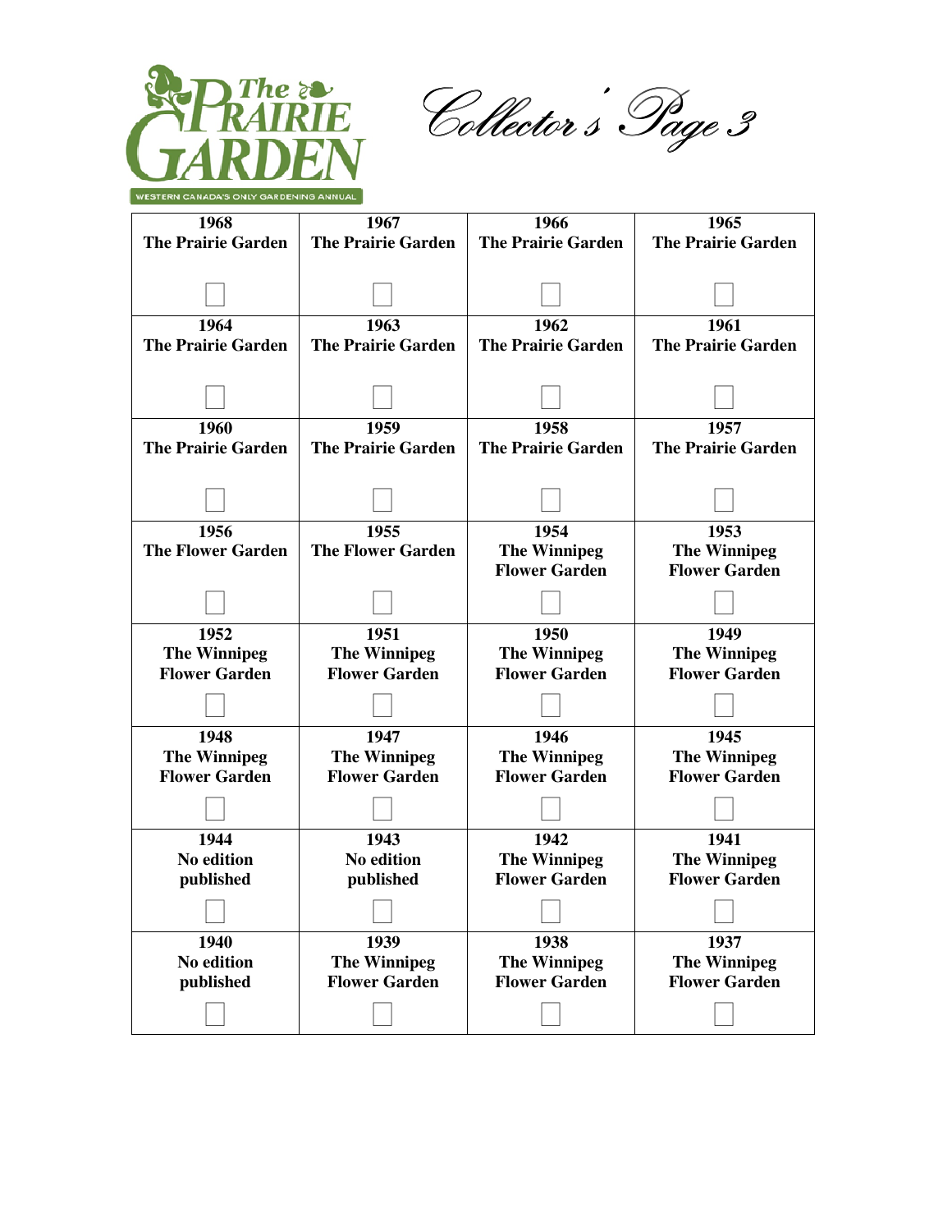The Prairie Garden

WESTERN CANADA'S ONLY GARDENING ANNUAL

# Collector's Page 3

| | | | |
|---|---|---|---|
| **1968** **The Prairie Garden** ☐ | **1967** **The Prairie Garden** ☐ | **1966** **The Prairie Garden** ☐ | **1965** **The Prairie Garden** ☐ |
| **1964** **The Prairie Garden** ☐ | **1963** **The Prairie Garden** ☐ | **1962** **The Prairie Garden** ☐ | **1961** **The Prairie Garden** ☐ |
| **1960** **The Prairie Garden** ☐ | **1959** **The Prairie Garden** ☐ | **1958** **The Prairie Garden** ☐ | **1957** **The Prairie Garden** ☐ |
| **1956** **The Flower Garden** ☐ | **1955** **The Flower Garden** ☐ | **1954** **The Winnipeg Flower Garden** ☐ | **1953** **The Winnipeg Flower Garden** ☐ |
| **1952** **The Winnipeg Flower Garden** ☐ | **1951** **The Winnipeg Flower Garden** ☐ | **1950** **The Winnipeg Flower Garden** ☐ | **1949** **The Winnipeg Flower Garden** ☐ |
| **1948** **The Winnipeg Flower Garden** ☐ | **1947** **The Winnipeg Flower Garden** ☐ | **1946** **The Winnipeg Flower Garden** ☐ | **1945** **The Winnipeg Flower Garden** ☐ |
| **1944** **No edition published** ☐ | **1943** **No edition published** ☐ | **1942** **The Winnipeg Flower Garden** ☐ | **1941** **The Winnipeg Flower Garden** ☐ |
| **1940** **No edition published** ☐ | **1939** **The Winnipeg Flower Garden** ☐ | **1938** **The Winnipeg Flower Garden** ☐ | **1937** **The Winnipeg Flower Garden** ☐ |